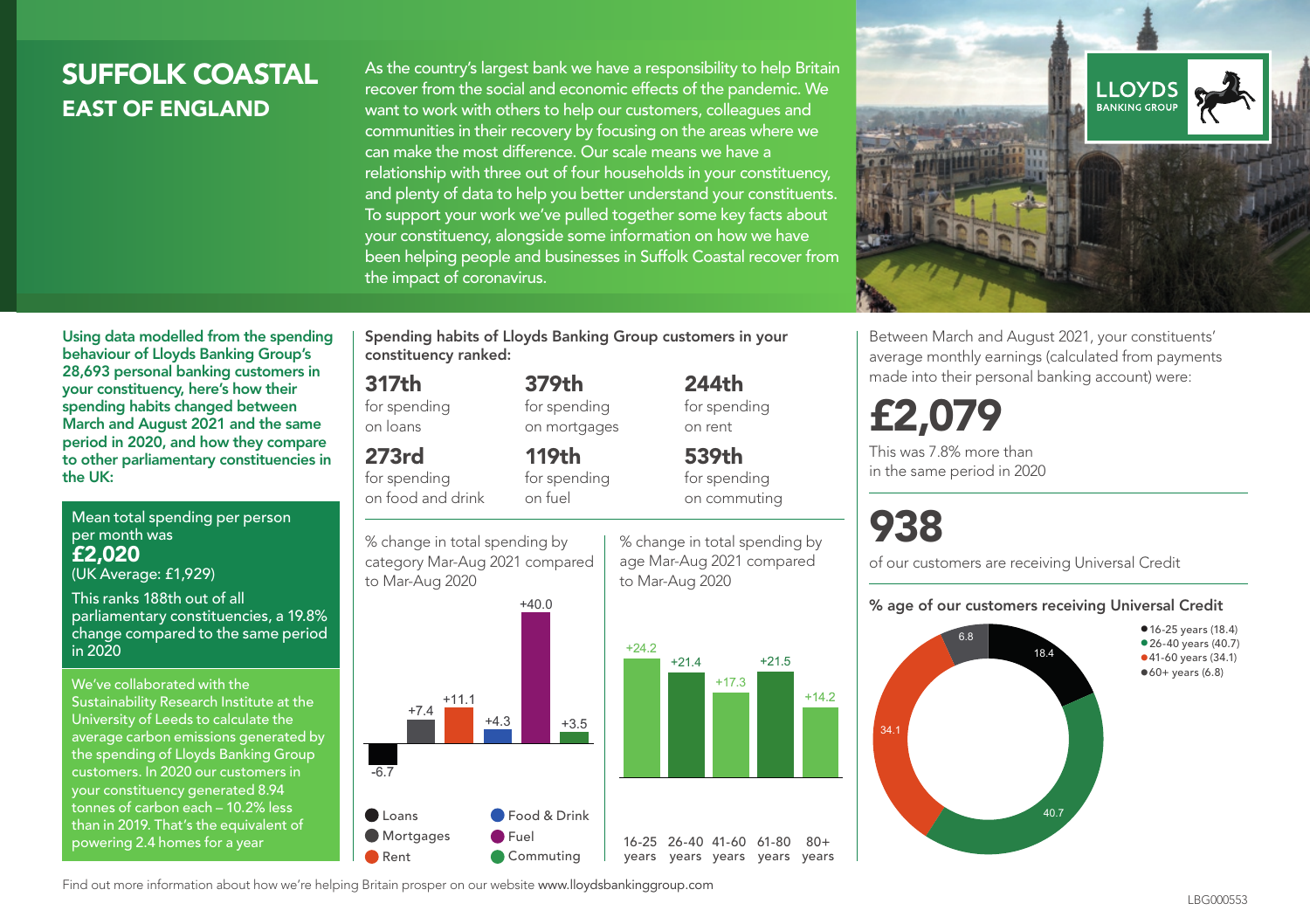# SUFFOLK COASTAL
## EAST OF ENGLAND

As the country's largest bank we have a responsibility to help Britain recover from the social and economic effects of the pandemic. We want to work with others to help our customers, colleagues and communities in their recovery by focusing on the areas where we can make the most difference. Our scale means we have a relationship with three out of four households in your constituency, and plenty of data to help you better understand your constituents. To support your work we've pulled together some key facts about your constituency, alongside some information on how we have been helping people and businesses in Suffolk Coastal recover from the impact of coronavirus.

LLOYDS BANKING GROUP

**Using data modelled from the spending behaviour of Lloyds Banking Group's 28,693 personal banking customers in your constituency, here's how their spending habits changed between March and August 2021 and the same period in 2020, and how they compare to other parliamentary constituencies in the UK:**

Mean total spending per person per month was
**£2,020**
(UK Average: £1,929)

This ranks 188th out of all parliamentary constituencies, a 19.8% change compared to the same period in 2020

We've collaborated with the Sustainability Research Institute at the University of Leeds to calculate the average carbon emissions generated by the spending of Lloyds Banking Group customers. In 2020 our customers in your constituency generated 8.94 tonnes of carbon each – 10.2% less than in 2019. That's the equivalent of powering 2.4 homes for a year

**Spending habits of Lloyds Banking Group customers in your constituency ranked:**

**317th** for spending on loans

**379th** for spending on mortgages

**244th** for spending on rent

**273rd** for spending on food and drink

**119th** for spending on fuel

**539th** for spending on commuting

% change in total spending by category Mar-Aug 2021 compared to Mar-Aug 2020

| Category | % change |
|---|---|
| Loans | -6.7 |
| Mortgages | +7.4 |
| Rent | +11.1 |
| Food & Drink | +4.3 |
| Fuel | +40.0 |
| Commuting | +3.5 |

% change in total spending by age Mar-Aug 2021 compared to Mar-Aug 2020

| Age | % change |
|---|---|
| 16-25 years | +24.2 |
| 26-40 years | +21.4 |
| 41-60 years | +17.3 |
| 61-80 years | +21.5 |
| 80+ years | +14.2 |

Between March and August 2021, your constituents' average monthly earnings (calculated from payments made into their personal banking account) were:

**£2,079**

This was 7.8% more than in the same period in 2020

**938**

of our customers are receiving Universal Credit

**% age of our customers receiving Universal Credit**

| Age | % |
|---|---|
| 16-25 years | 18.4 |
| 26-40 years | 40.7 |
| 41-60 years | 34.1 |
| 60+ years | 6.8 |

Find out more information about how we're helping Britain prosper on our website www.lloydsbankinggroup.com

LBG000553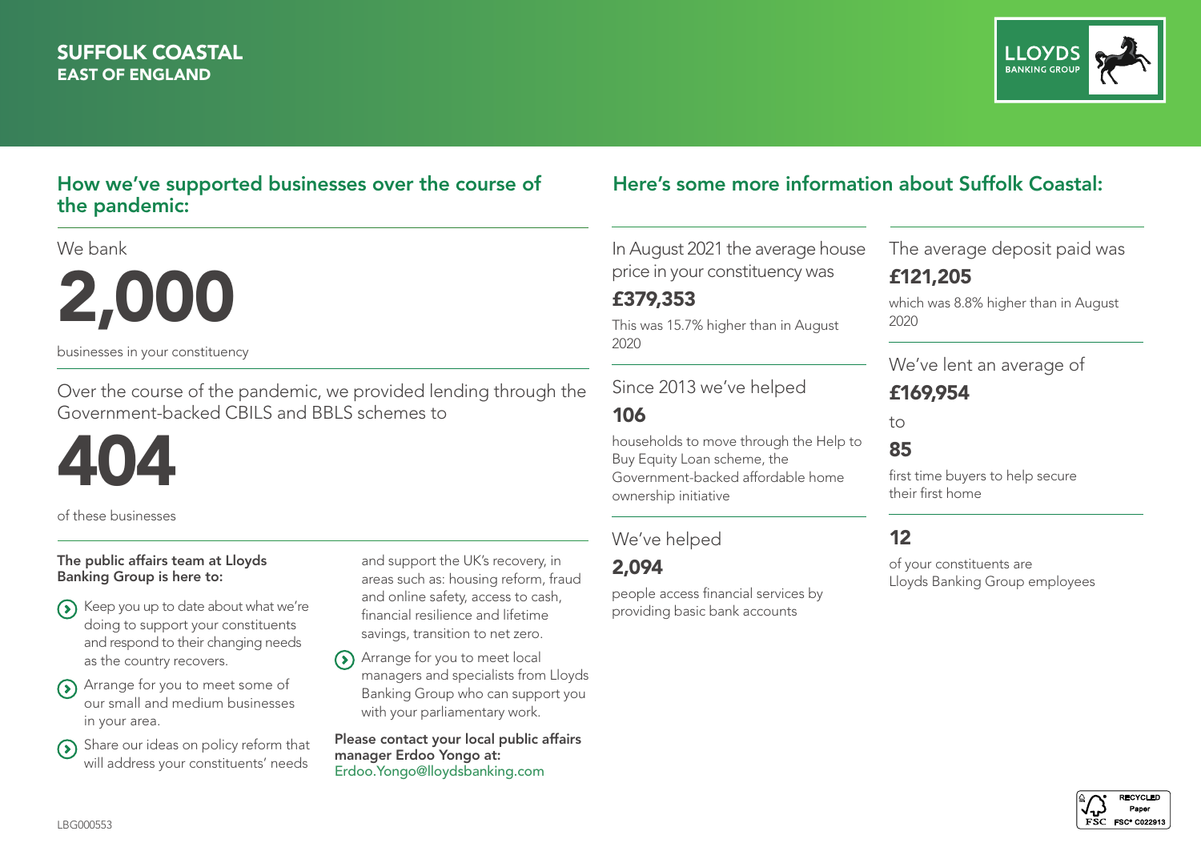**SUFFOLK COASTAL**
**EAST OF ENGLAND**

## How we've supported businesses over the course of the pandemic:

We bank

# 2,000

businesses in your constituency

Over the course of the pandemic, we provided lending through the Government-backed CBILS and BBLS schemes to

# 404

of these businesses

**The public affairs team at Lloyds Banking Group is here to:**

- Keep you up to date about what we're doing to support your constituents and respond to their changing needs as the country recovers.
- Arrange for you to meet some of our small and medium businesses in your area.
- Share our ideas on policy reform that will address your constituents' needs and support the UK's recovery, in areas such as: housing reform, fraud and online safety, access to cash, financial resilience and lifetime savings, transition to net zero.
- Arrange for you to meet local managers and specialists from Lloyds Banking Group who can support you with your parliamentary work.

**Please contact your local public affairs manager Erdoo Yongo at:**
Erdoo.Yongo@lloydsbanking.com

## Here's some more information about Suffolk Coastal:

In August 2021 the average house price in your constituency was

**£379,353**

This was 15.7% higher than in August 2020

Since 2013 we've helped

**106**

households to move through the Help to Buy Equity Loan scheme, the Government-backed affordable home ownership initiative

We've helped

**2,094**

people access financial services by providing basic bank accounts

The average deposit paid was

**£121,205**

which was 8.8% higher than in August 2020

We've lent an average of

**£169,954**

to

**85**

first time buyers to help secure their first home

**12**

of your constituents are Lloyds Banking Group employees

LBG000553